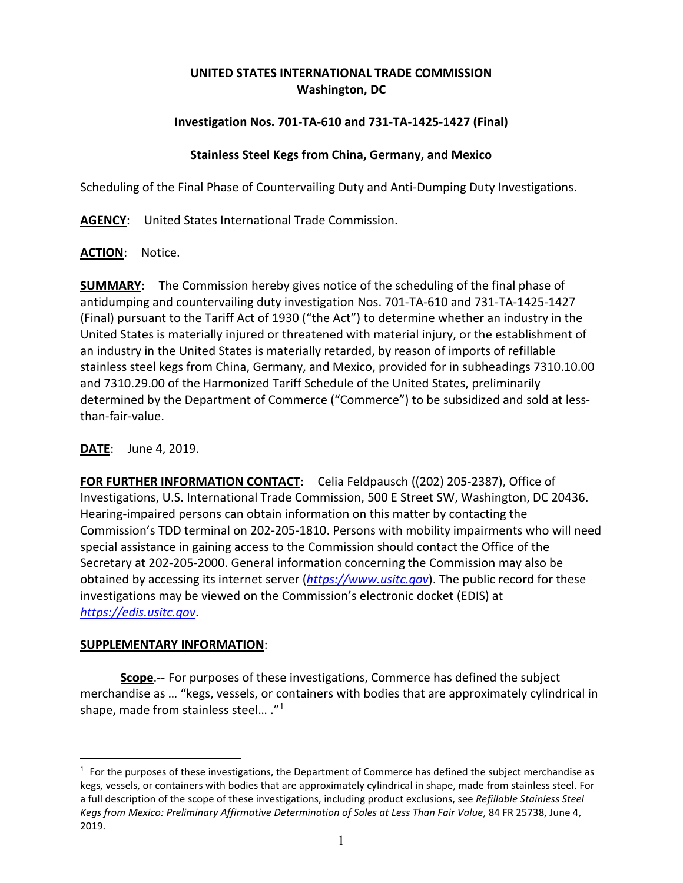**UNITED STATES INTERNATIONAL TRADE COMMISSION**
**Washington, DC**

**Investigation Nos. 701-TA-610 and 731-TA-1425-1427 (Final)**

**Stainless Steel Kegs from China, Germany, and Mexico**

Scheduling of the Final Phase of Countervailing Duty and Anti-Dumping Duty Investigations.

**AGENCY**: United States International Trade Commission.

**ACTION**: Notice.

**SUMMARY**: The Commission hereby gives notice of the scheduling of the final phase of antidumping and countervailing duty investigation Nos. 701-TA-610 and 731-TA-1425-1427 (Final) pursuant to the Tariff Act of 1930 ("the Act") to determine whether an industry in the United States is materially injured or threatened with material injury, or the establishment of an industry in the United States is materially retarded, by reason of imports of refillable stainless steel kegs from China, Germany, and Mexico, provided for in subheadings 7310.10.00 and 7310.29.00 of the Harmonized Tariff Schedule of the United States, preliminarily determined by the Department of Commerce ("Commerce") to be subsidized and sold at less-than-fair-value.

**DATE**: June 4, 2019.

**FOR FURTHER INFORMATION CONTACT**: Celia Feldpausch ((202) 205-2387), Office of Investigations, U.S. International Trade Commission, 500 E Street SW, Washington, DC 20436. Hearing-impaired persons can obtain information on this matter by contacting the Commission's TDD terminal on 202-205-1810. Persons with mobility impairments who will need special assistance in gaining access to the Commission should contact the Office of the Secretary at 202-205-2000. General information concerning the Commission may also be obtained by accessing its internet server (*https://www.usitc.gov*). The public record for these investigations may be viewed on the Commission's electronic docket (EDIS) at *https://edis.usitc.gov*.

**SUPPLEMENTARY INFORMATION**:

**Scope**.-- For purposes of these investigations, Commerce has defined the subject merchandise as … "kegs, vessels, or containers with bodies that are approximately cylindrical in shape, made from stainless steel… ."[1]

[1] For the purposes of these investigations, the Department of Commerce has defined the subject merchandise as kegs, vessels, or containers with bodies that are approximately cylindrical in shape, made from stainless steel. For a full description of the scope of these investigations, including product exclusions, see *Refillable Stainless Steel Kegs from Mexico: Preliminary Affirmative Determination of Sales at Less Than Fair Value*, 84 FR 25738, June 4, 2019.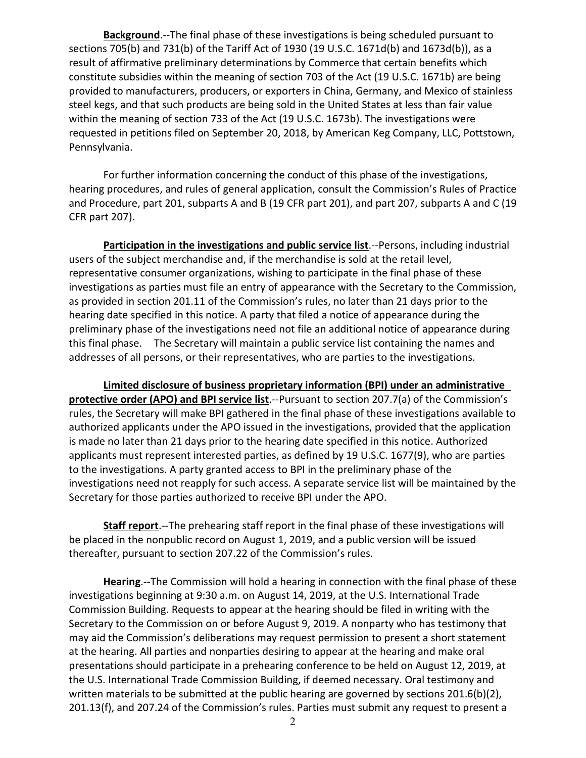**Background**.--The final phase of these investigations is being scheduled pursuant to sections 705(b) and 731(b) of the Tariff Act of 1930 (19 U.S.C. 1671d(b) and 1673d(b)), as a result of affirmative preliminary determinations by Commerce that certain benefits which constitute subsidies within the meaning of section 703 of the Act (19 U.S.C. 1671b) are being provided to manufacturers, producers, or exporters in China, Germany, and Mexico of stainless steel kegs, and that such products are being sold in the United States at less than fair value within the meaning of section 733 of the Act (19 U.S.C. 1673b). The investigations were requested in petitions filed on September 20, 2018, by American Keg Company, LLC, Pottstown, Pennsylvania.

For further information concerning the conduct of this phase of the investigations, hearing procedures, and rules of general application, consult the Commission's Rules of Practice and Procedure, part 201, subparts A and B (19 CFR part 201), and part 207, subparts A and C (19 CFR part 207).

**Participation in the investigations and public service list**.--Persons, including industrial users of the subject merchandise and, if the merchandise is sold at the retail level, representative consumer organizations, wishing to participate in the final phase of these investigations as parties must file an entry of appearance with the Secretary to the Commission, as provided in section 201.11 of the Commission's rules, no later than 21 days prior to the hearing date specified in this notice. A party that filed a notice of appearance during the preliminary phase of the investigations need not file an additional notice of appearance during this final phase. The Secretary will maintain a public service list containing the names and addresses of all persons, or their representatives, who are parties to the investigations.

**Limited disclosure of business proprietary information (BPI) under an administrative protective order (APO) and BPI service list**.--Pursuant to section 207.7(a) of the Commission's rules, the Secretary will make BPI gathered in the final phase of these investigations available to authorized applicants under the APO issued in the investigations, provided that the application is made no later than 21 days prior to the hearing date specified in this notice. Authorized applicants must represent interested parties, as defined by 19 U.S.C. 1677(9), who are parties to the investigations. A party granted access to BPI in the preliminary phase of the investigations need not reapply for such access. A separate service list will be maintained by the Secretary for those parties authorized to receive BPI under the APO.

**Staff report**.--The prehearing staff report in the final phase of these investigations will be placed in the nonpublic record on August 1, 2019, and a public version will be issued thereafter, pursuant to section 207.22 of the Commission's rules.

**Hearing**.--The Commission will hold a hearing in connection with the final phase of these investigations beginning at 9:30 a.m. on August 14, 2019, at the U.S. International Trade Commission Building. Requests to appear at the hearing should be filed in writing with the Secretary to the Commission on or before August 9, 2019. A nonparty who has testimony that may aid the Commission's deliberations may request permission to present a short statement at the hearing. All parties and nonparties desiring to appear at the hearing and make oral presentations should participate in a prehearing conference to be held on August 12, 2019, at the U.S. International Trade Commission Building, if deemed necessary. Oral testimony and written materials to be submitted at the public hearing are governed by sections 201.6(b)(2), 201.13(f), and 207.24 of the Commission's rules. Parties must submit any request to present a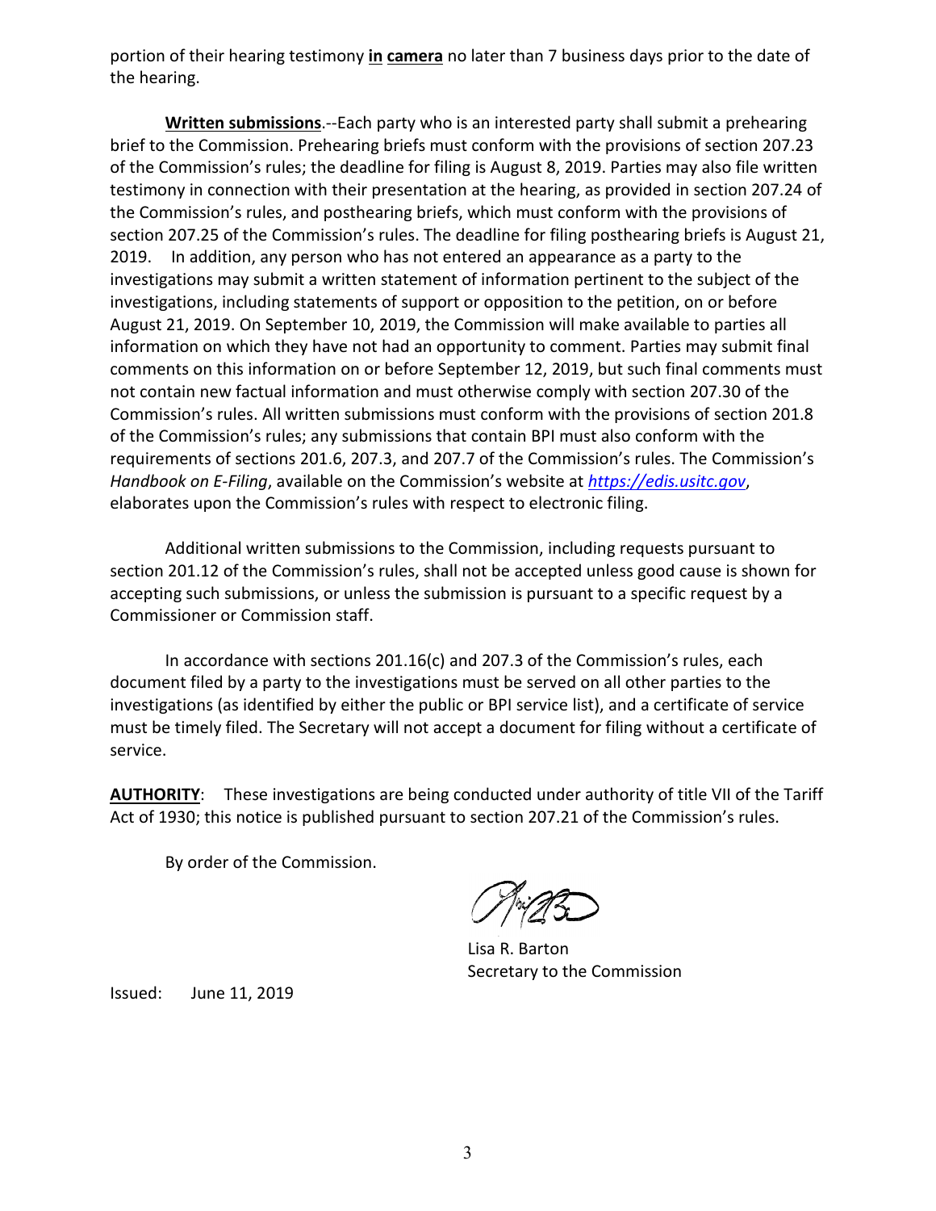portion of their hearing testimony **in camera** no later than 7 business days prior to the date of the hearing.

**Written submissions**.--Each party who is an interested party shall submit a prehearing brief to the Commission. Prehearing briefs must conform with the provisions of section 207.23 of the Commission's rules; the deadline for filing is August 8, 2019. Parties may also file written testimony in connection with their presentation at the hearing, as provided in section 207.24 of the Commission's rules, and posthearing briefs, which must conform with the provisions of section 207.25 of the Commission's rules. The deadline for filing posthearing briefs is August 21, 2019. In addition, any person who has not entered an appearance as a party to the investigations may submit a written statement of information pertinent to the subject of the investigations, including statements of support or opposition to the petition, on or before August 21, 2019. On September 10, 2019, the Commission will make available to parties all information on which they have not had an opportunity to comment. Parties may submit final comments on this information on or before September 12, 2019, but such final comments must not contain new factual information and must otherwise comply with section 207.30 of the Commission's rules. All written submissions must conform with the provisions of section 201.8 of the Commission's rules; any submissions that contain BPI must also conform with the requirements of sections 201.6, 207.3, and 207.7 of the Commission's rules. The Commission's *Handbook on E-Filing*, available on the Commission's website at *https://edis.usitc.gov*, elaborates upon the Commission's rules with respect to electronic filing.

Additional written submissions to the Commission, including requests pursuant to section 201.12 of the Commission's rules, shall not be accepted unless good cause is shown for accepting such submissions, or unless the submission is pursuant to a specific request by a Commissioner or Commission staff.

In accordance with sections 201.16(c) and 207.3 of the Commission's rules, each document filed by a party to the investigations must be served on all other parties to the investigations (as identified by either the public or BPI service list), and a certificate of service must be timely filed. The Secretary will not accept a document for filing without a certificate of service.

**AUTHORITY**: These investigations are being conducted under authority of title VII of the Tariff Act of 1930; this notice is published pursuant to section 207.21 of the Commission's rules.

By order of the Commission.

Lisa R. Barton
Secretary to the Commission

Issued: June 11, 2019